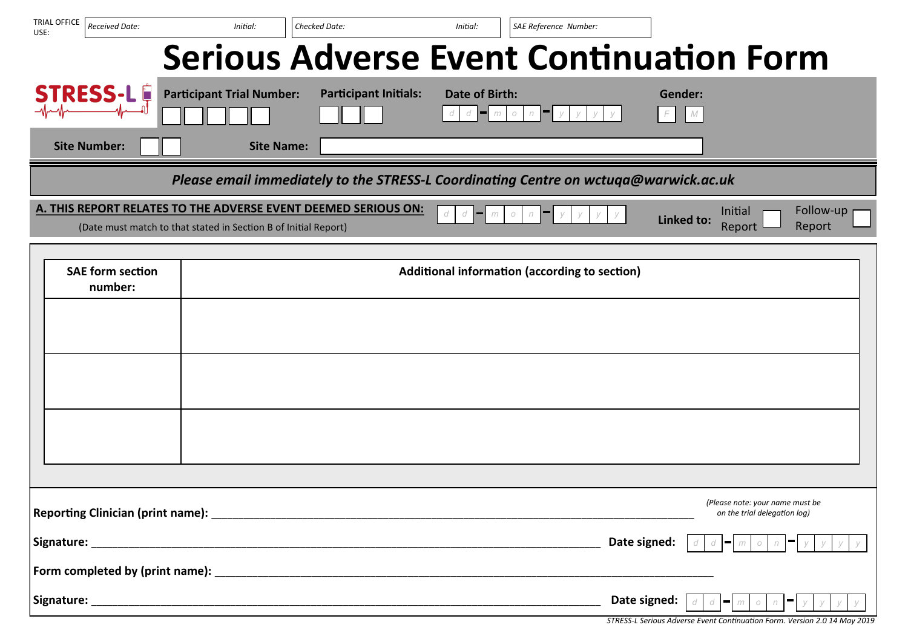TRIAL OFFICE USE: *Received Date:* *Initial:* *Checked Date:* *Initial:* *SAE Reference Number:*

# Serious Adverse Event Continuation Form

STRESS-L

**Participant Trial Number:** | **Participant Initials:** | **Date of Birth:** d d - m o n - y y y y | **Gender:** F M

**Site Number:** | **Site Name:**

***Please email immediately to the STRESS-L Coordinating Centre on wctuqa@warwick.ac.uk***

**A. THIS REPORT RELATES TO THE ADVERSE EVENT DEEMED SERIOUS ON:** d d - m o n - y y y y

(Date must match to that stated in Section B of Initial Report)

**Linked to:** Initial Report ☐ Follow-up Report ☐

| SAE form section number: | Additional information (according to section) |
|---|---|
| | |
| | |
| | |

**Reporting Clinician (print name):** ____________________ *(Please note: your name must be on the trial delegation log)*

**Signature:** ____________________ **Date signed:** d d - m o n - y y y y

**Form completed by (print name):** ____________________

**Signature:** ____________________ **Date signed:** d d - m o n - y y y y

*STRESS-L Serious Adverse Event Continuation Form. Version 2.0 14 May 2019*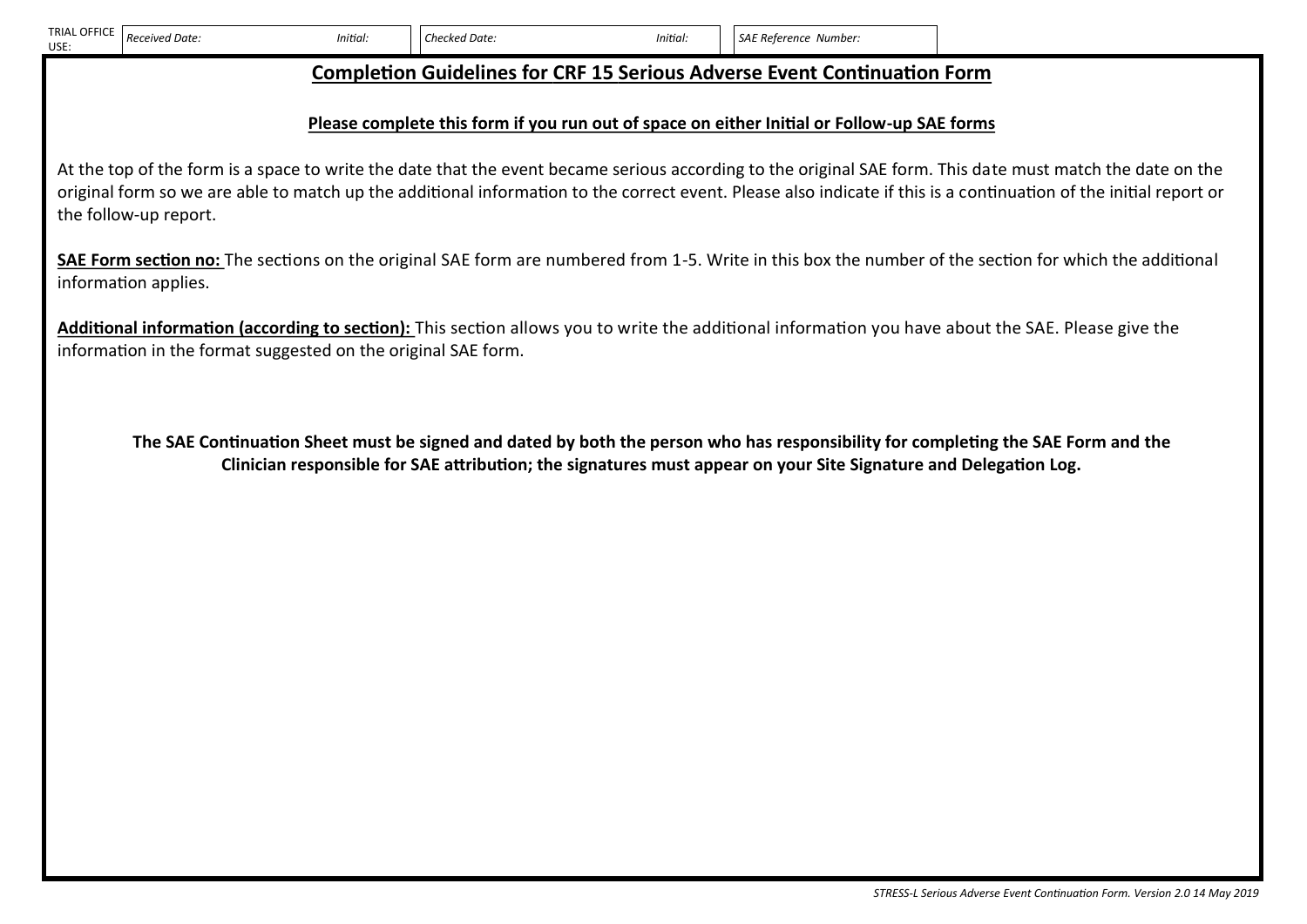| TRIAL OFFICE USE: | Received Date: | Initial: | Checked Date: | Initial: | SAE Reference Number: |
|---|---|---|---|---|---|

## Completion Guidelines for CRF 15 Serious Adverse Event Continuation Form

**Please complete this form if you run out of space on either Initial or Follow-up SAE forms**

At the top of the form is a space to write the date that the event became serious according to the original SAE form. This date must match the date on the original form so we are able to match up the additional information to the correct event. Please also indicate if this is a continuation of the initial report or the follow-up report.

**SAE Form section no:** The sections on the original SAE form are numbered from 1-5. Write in this box the number of the section for which the additional information applies.

**Additional information (according to section):** This section allows you to write the additional information you have about the SAE. Please give the information in the format suggested on the original SAE form.

**The SAE Continuation Sheet must be signed and dated by both the person who has responsibility for completing the SAE Form and the Clinician responsible for SAE attribution; the signatures must appear on your Site Signature and Delegation Log.**

*STRESS-L Serious Adverse Event Continuation Form. Version 2.0 14 May 2019*